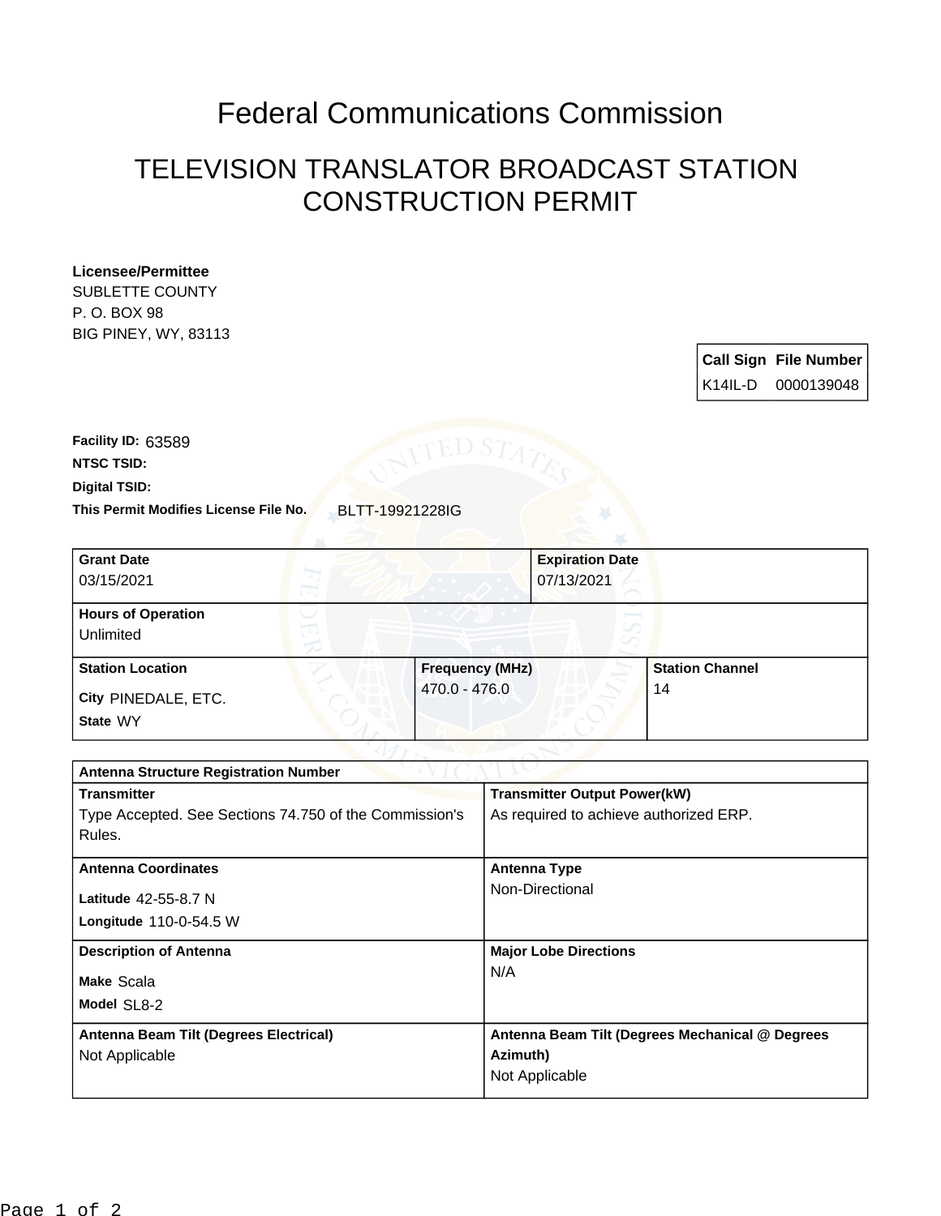# Federal Communications Commission

## TELEVISION TRANSLATOR BROADCAST STATION CONSTRUCTION PERMIT

**Licensee/Permittee**
SUBLETTE COUNTY
P. O. BOX 98
BIG PINEY, WY, 83113

| Call Sign | File Number |
|---|---|
| K14IL-D | 0000139048 |

**Facility ID:** 63589

**NTSC TSID:**

**Digital TSID:**

**This Permit Modifies License File No.** BLTT-19921228IG

| Grant Date | Expiration Date |
|---|---|
| 03/15/2021 | 07/13/2021 |

| Hours of Operation |
|---|
| Unlimited |

| Station Location | Frequency (MHz) | Station Channel |
|---|---|---|
| City PINEDALE, ETC.<br>State WY | 470.0 - 476.0 | 14 |

| Antenna Structure Registration Number | |
|---|---|
| **Transmitter**<br>Type Accepted. See Sections 74.750 of the Commission's Rules. | **Transmitter Output Power(kW)**<br>As required to achieve authorized ERP. |
| **Antenna Coordinates**<br>Latitude 42-55-8.7 N<br>Longitude 110-0-54.5 W | **Antenna Type**<br>Non-Directional |
| **Description of Antenna**<br>Make Scala<br>Model SL8-2 | **Major Lobe Directions**<br>N/A |
| **Antenna Beam Tilt (Degrees Electrical)**<br>Not Applicable | **Antenna Beam Tilt (Degrees Mechanical @ Degrees Azimuth)**<br>Not Applicable |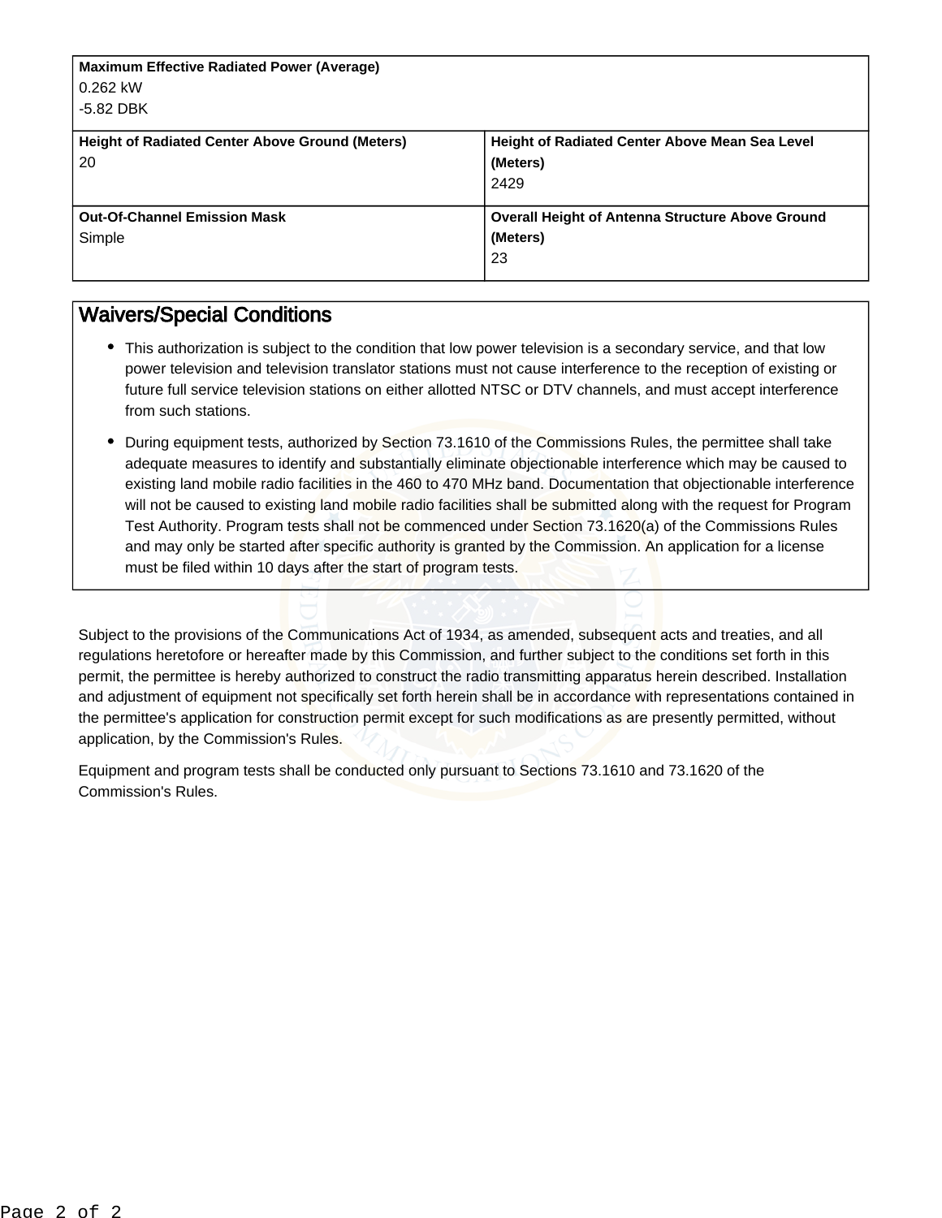| | |
|---|---|
| **Maximum Effective Radiated Power (Average)**<br>0.262 kW<br>-5.82 DBK | |
| **Height of Radiated Center Above Ground (Meters)**<br>20 | **Height of Radiated Center Above Mean Sea Level (Meters)**<br>2429 |
| **Out-Of-Channel Emission Mask**<br>Simple | **Overall Height of Antenna Structure Above Ground (Meters)**<br>23 |

## Waivers/Special Conditions

- This authorization is subject to the condition that low power television is a secondary service, and that low power television and television translator stations must not cause interference to the reception of existing or future full service television stations on either allotted NTSC or DTV channels, and must accept interference from such stations.
- During equipment tests, authorized by Section 73.1610 of the Commissions Rules, the permittee shall take adequate measures to identify and substantially eliminate objectionable interference which may be caused to existing land mobile radio facilities in the 460 to 470 MHz band. Documentation that objectionable interference will not be caused to existing land mobile radio facilities shall be submitted along with the request for Program Test Authority. Program tests shall not be commenced under Section 73.1620(a) of the Commissions Rules and may only be started after specific authority is granted by the Commission. An application for a license must be filed within 10 days after the start of program tests.

Subject to the provisions of the Communications Act of 1934, as amended, subsequent acts and treaties, and all regulations heretofore or hereafter made by this Commission, and further subject to the conditions set forth in this permit, the permittee is hereby authorized to construct the radio transmitting apparatus herein described. Installation and adjustment of equipment not specifically set forth herein shall be in accordance with representations contained in the permittee's application for construction permit except for such modifications as are presently permitted, without application, by the Commission's Rules.

Equipment and program tests shall be conducted only pursuant to Sections 73.1610 and 73.1620 of the Commission's Rules.